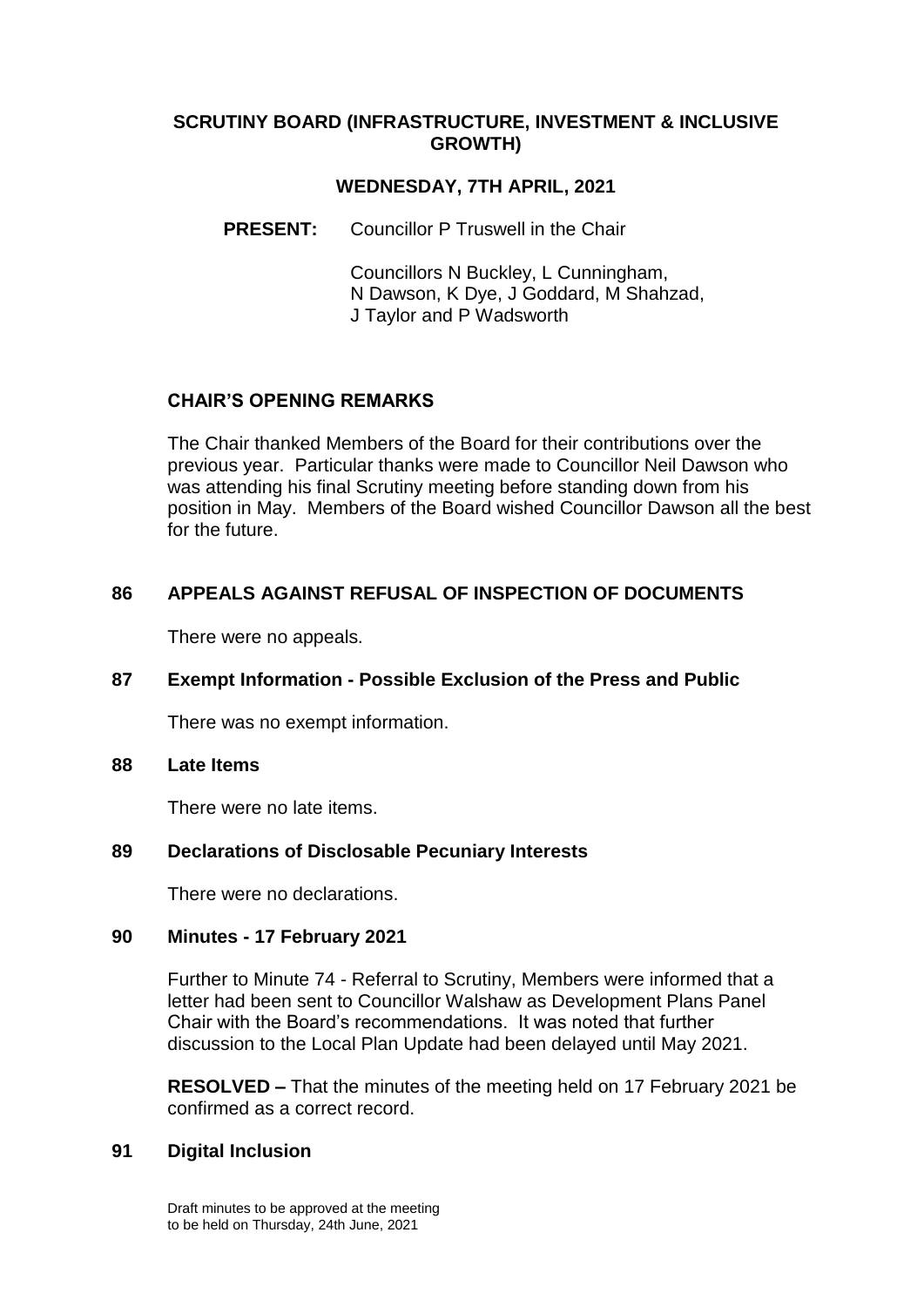# SCRUTINY BOARD (INFRASTRUCTURE, INVESTMENT & INCLUSIVE GROWTH)

## WEDNESDAY, 7TH APRIL, 2021

**PRESENT:** Councillor P Truswell in the Chair

Councillors N Buckley, L Cunningham, N Dawson, K Dye, J Goddard, M Shahzad, J Taylor and P Wadsworth

### CHAIR'S OPENING REMARKS

The Chair thanked Members of the Board for their contributions over the previous year. Particular thanks were made to Councillor Neil Dawson who was attending his final Scrutiny meeting before standing down from his position in May. Members of the Board wished Councillor Dawson all the best for the future.

### 86 APPEALS AGAINST REFUSAL OF INSPECTION OF DOCUMENTS

There were no appeals.

### 87 Exempt Information - Possible Exclusion of the Press and Public

There was no exempt information.

### 88 Late Items

There were no late items.

### 89 Declarations of Disclosable Pecuniary Interests

There were no declarations.

### 90 Minutes - 17 February 2021

Further to Minute 74 - Referral to Scrutiny, Members were informed that a letter had been sent to Councillor Walshaw as Development Plans Panel Chair with the Board's recommendations. It was noted that further discussion to the Local Plan Update had been delayed until May 2021.

**RESOLVED –** That the minutes of the meeting held on 17 February 2021 be confirmed as a correct record.

### 91 Digital Inclusion

Draft minutes to be approved at the meeting to be held on Thursday, 24th June, 2021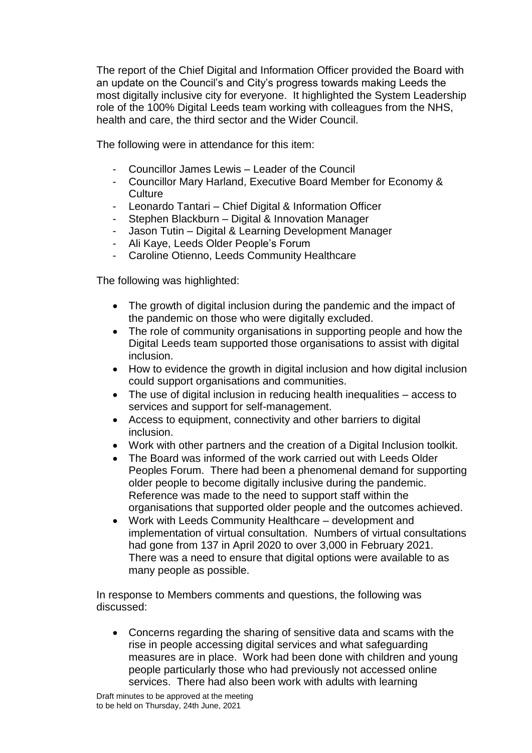The report of the Chief Digital and Information Officer provided the Board with an update on the Council's and City's progress towards making Leeds the most digitally inclusive city for everyone. It highlighted the System Leadership role of the 100% Digital Leeds team working with colleagues from the NHS, health and care, the third sector and the Wider Council.

The following were in attendance for this item:

- Councillor James Lewis – Leader of the Council
- Councillor Mary Harland, Executive Board Member for Economy & Culture
- Leonardo Tantari – Chief Digital & Information Officer
- Stephen Blackburn – Digital & Innovation Manager
- Jason Tutin – Digital & Learning Development Manager
- Ali Kaye, Leeds Older People's Forum
- Caroline Otienno, Leeds Community Healthcare

The following was highlighted:

- The growth of digital inclusion during the pandemic and the impact of the pandemic on those who were digitally excluded.
- The role of community organisations in supporting people and how the Digital Leeds team supported those organisations to assist with digital inclusion.
- How to evidence the growth in digital inclusion and how digital inclusion could support organisations and communities.
- The use of digital inclusion in reducing health inequalities – access to services and support for self-management.
- Access to equipment, connectivity and other barriers to digital inclusion.
- Work with other partners and the creation of a Digital Inclusion toolkit.
- The Board was informed of the work carried out with Leeds Older Peoples Forum. There had been a phenomenal demand for supporting older people to become digitally inclusive during the pandemic. Reference was made to the need to support staff within the organisations that supported older people and the outcomes achieved.
- Work with Leeds Community Healthcare – development and implementation of virtual consultation. Numbers of virtual consultations had gone from 137 in April 2020 to over 3,000 in February 2021. There was a need to ensure that digital options were available to as many people as possible.

In response to Members comments and questions, the following was discussed:

- Concerns regarding the sharing of sensitive data and scams with the rise in people accessing digital services and what safeguarding measures are in place. Work had been done with children and young people particularly those who had previously not accessed online services. There had also been work with adults with learning

Draft minutes to be approved at the meeting to be held on Thursday, 24th June, 2021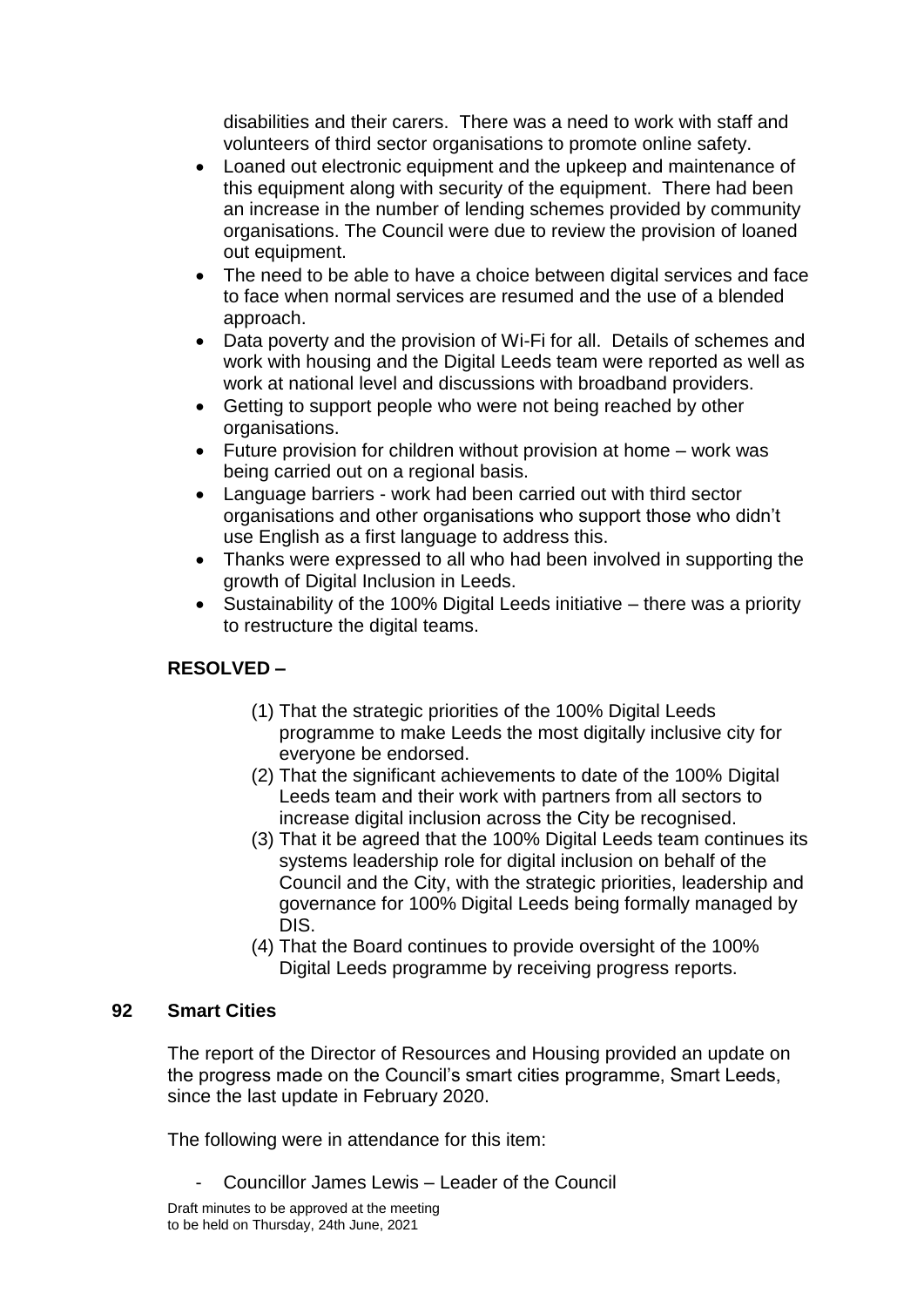disabilities and their carers. There was a need to work with staff and volunteers of third sector organisations to promote online safety.

- Loaned out electronic equipment and the upkeep and maintenance of this equipment along with security of the equipment. There had been an increase in the number of lending schemes provided by community organisations. The Council were due to review the provision of loaned out equipment.
- The need to be able to have a choice between digital services and face to face when normal services are resumed and the use of a blended approach.
- Data poverty and the provision of Wi-Fi for all. Details of schemes and work with housing and the Digital Leeds team were reported as well as work at national level and discussions with broadband providers.
- Getting to support people who were not being reached by other organisations.
- Future provision for children without provision at home – work was being carried out on a regional basis.
- Language barriers - work had been carried out with third sector organisations and other organisations who support those who didn't use English as a first language to address this.
- Thanks were expressed to all who had been involved in supporting the growth of Digital Inclusion in Leeds.
- Sustainability of the 100% Digital Leeds initiative – there was a priority to restructure the digital teams.

**RESOLVED –**

(1) That the strategic priorities of the 100% Digital Leeds programme to make Leeds the most digitally inclusive city for everyone be endorsed.

(2) That the significant achievements to date of the 100% Digital Leeds team and their work with partners from all sectors to increase digital inclusion across the City be recognised.

(3) That it be agreed that the 100% Digital Leeds team continues its systems leadership role for digital inclusion on behalf of the Council and the City, with the strategic priorities, leadership and governance for 100% Digital Leeds being formally managed by DIS.

(4) That the Board continues to provide oversight of the 100% Digital Leeds programme by receiving progress reports.

## 92 Smart Cities

The report of the Director of Resources and Housing provided an update on the progress made on the Council's smart cities programme, Smart Leeds, since the last update in February 2020.

The following were in attendance for this item:

- Councillor James Lewis – Leader of the Council

Draft minutes to be approved at the meeting to be held on Thursday, 24th June, 2021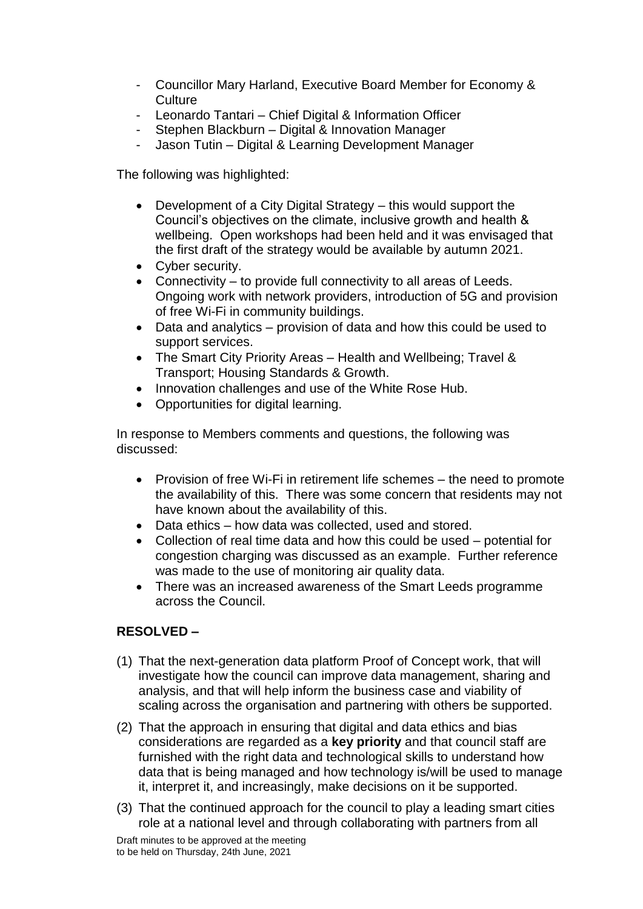- Councillor Mary Harland, Executive Board Member for Economy & Culture
- Leonardo Tantari – Chief Digital & Information Officer
- Stephen Blackburn – Digital & Innovation Manager
- Jason Tutin – Digital & Learning Development Manager

The following was highlighted:

- Development of a City Digital Strategy – this would support the Council's objectives on the climate, inclusive growth and health & wellbeing. Open workshops had been held and it was envisaged that the first draft of the strategy would be available by autumn 2021.
- Cyber security.
- Connectivity – to provide full connectivity to all areas of Leeds. Ongoing work with network providers, introduction of 5G and provision of free Wi-Fi in community buildings.
- Data and analytics – provision of data and how this could be used to support services.
- The Smart City Priority Areas – Health and Wellbeing; Travel & Transport; Housing Standards & Growth.
- Innovation challenges and use of the White Rose Hub.
- Opportunities for digital learning.

In response to Members comments and questions, the following was discussed:

- Provision of free Wi-Fi in retirement life schemes – the need to promote the availability of this. There was some concern that residents may not have known about the availability of this.
- Data ethics – how data was collected, used and stored.
- Collection of real time data and how this could be used – potential for congestion charging was discussed as an example. Further reference was made to the use of monitoring air quality data.
- There was an increased awareness of the Smart Leeds programme across the Council.

**RESOLVED –**

(1) That the next-generation data platform Proof of Concept work, that will investigate how the council can improve data management, sharing and analysis, and that will help inform the business case and viability of scaling across the organisation and partnering with others be supported.

(2) That the approach in ensuring that digital and data ethics and bias considerations are regarded as a **key priority** and that council staff are furnished with the right data and technological skills to understand how data that is being managed and how technology is/will be used to manage it, interpret it, and increasingly, make decisions on it be supported.

(3) That the continued approach for the council to play a leading smart cities role at a national level and through collaborating with partners from all

Draft minutes to be approved at the meeting
to be held on Thursday, 24th June, 2021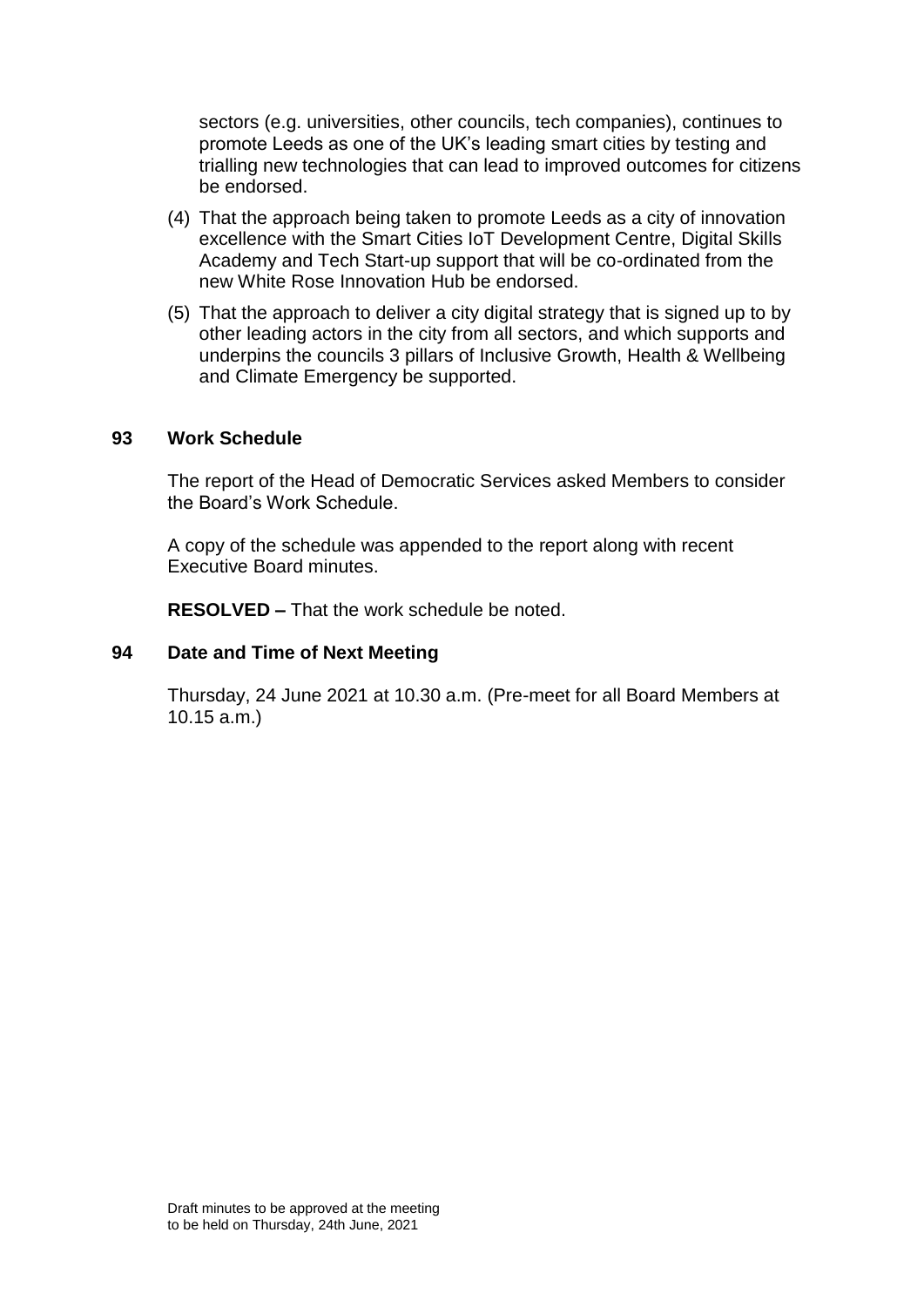sectors (e.g. universities, other councils, tech companies), continues to promote Leeds as one of the UK's leading smart cities by testing and trialling new technologies that can lead to improved outcomes for citizens be endorsed.

(4) That the approach being taken to promote Leeds as a city of innovation excellence with the Smart Cities IoT Development Centre, Digital Skills Academy and Tech Start-up support that will be co-ordinated from the new White Rose Innovation Hub be endorsed.

(5) That the approach to deliver a city digital strategy that is signed up to by other leading actors in the city from all sectors, and which supports and underpins the councils 3 pillars of Inclusive Growth, Health & Wellbeing and Climate Emergency be supported.

## 93 Work Schedule

The report of the Head of Democratic Services asked Members to consider the Board's Work Schedule.

A copy of the schedule was appended to the report along with recent Executive Board minutes.

**RESOLVED –** That the work schedule be noted.

## 94 Date and Time of Next Meeting

Thursday, 24 June 2021 at 10.30 a.m. (Pre-meet for all Board Members at 10.15 a.m.)